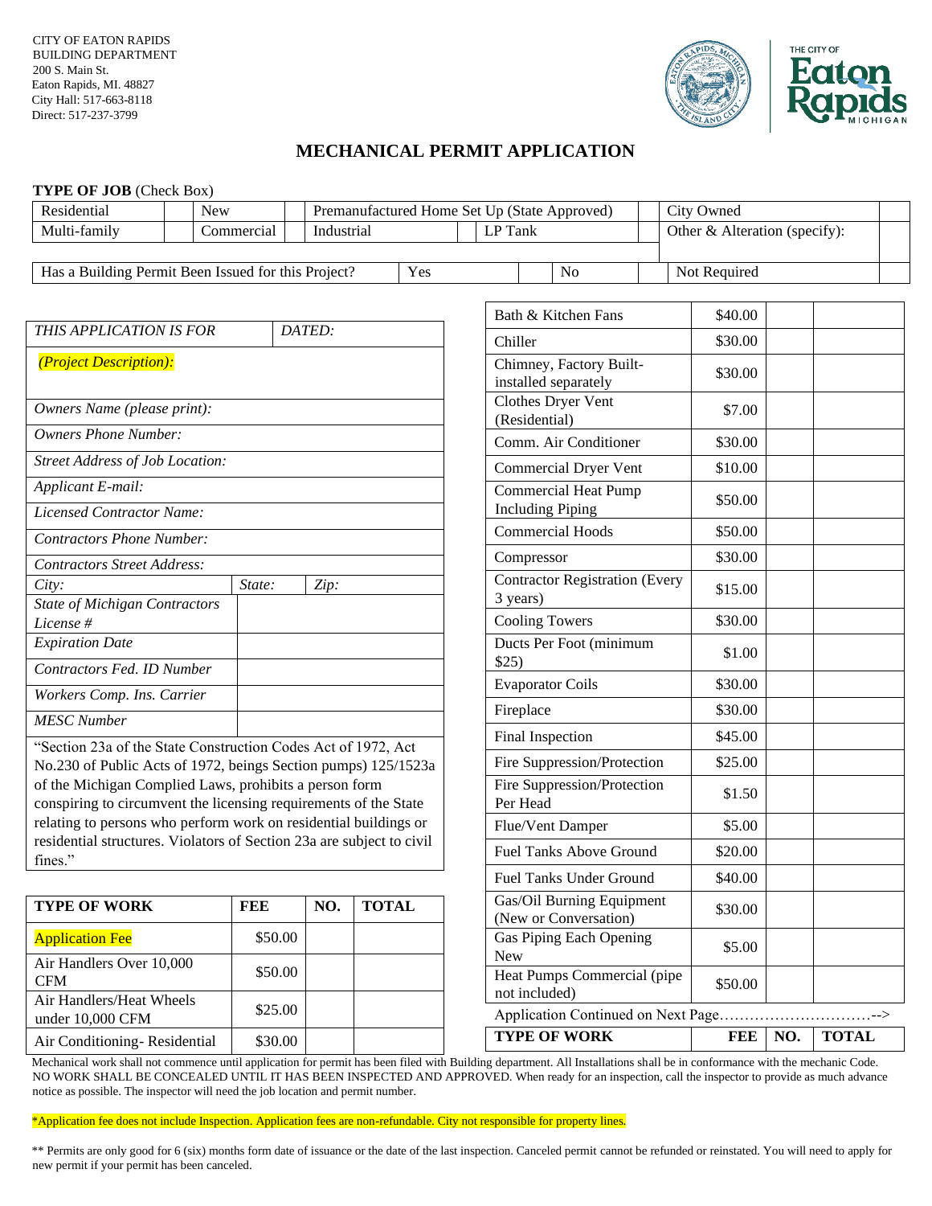CITY OF EATON RAPIDS
BUILDING DEPARTMENT
200 S. Main St.
Eaton Rapids, MI. 48827
City Hall: 517-663-8118
Direct: 517-237-3799

# MECHANICAL PERMIT APPLICATION

**TYPE OF JOB** (Check Box)

| Residential | | New | | Premanufactured Home Set Up (State Approved) | | | City Owned | |
|---|---|---|---|---|---|---|---|---|
| Multi-family | | Commercial | | Industrial | | LP Tank | Other & Alteration (specify): | |

| Has a Building Permit Been Issued for this Project? | Yes | | No | | Not Required | |
|---|---|---|---|---|---|---|

| *THIS APPLICATION IS FOR* | *DATED:* |
|---|---|
| *(Project Description):* | |
| *Owners Name (please print):* | |
| *Owners Phone Number:* | |
| *Street Address of Job Location:* | |
| *Applicant E-mail:* | |
| *Licensed Contractor Name:* | |
| *Contractors Phone Number:* | |
| *Contractors Street Address:* | |
| *City:* | *State:* *Zip:* |
| *State of Michigan Contractors License #* | |
| *Expiration Date* | |
| *Contractors Fed. ID Number* | |
| *Workers Comp. Ins. Carrier* | |
| *MESC Number* | |

"Section 23a of the State Construction Codes Act of 1972, Act No.230 of Public Acts of 1972, beings Section pumps) 125/1523a of the Michigan Complied Laws, prohibits a person form conspiring to circumvent the licensing requirements of the State relating to persons who perform work on residential buildings or residential structures. Violators of Section 23a are subject to civil fines."

| TYPE OF WORK | FEE | NO. | TOTAL |
|---|---|---|---|
| Application Fee | $50.00 | | |
| Air Handlers Over 10,000 CFM | $50.00 | | |
| Air Handlers/Heat Wheels under 10,000 CFM | $25.00 | | |
| Air Conditioning- Residential | $30.00 | | |
| Bath & Kitchen Fans | $40.00 | | |
| Chiller | $30.00 | | |
| Chimney, Factory Built-installed separately | $30.00 | | |
| Clothes Dryer Vent (Residential) | $7.00 | | |
| Comm. Air Conditioner | $30.00 | | |
| Commercial Dryer Vent | $10.00 | | |
| Commercial Heat Pump Including Piping | $50.00 | | |
| Commercial Hoods | $50.00 | | |
| Compressor | $30.00 | | |
| Contractor Registration (Every 3 years) | $15.00 | | |
| Cooling Towers | $30.00 | | |
| Ducts Per Foot (minimum $25) | $1.00 | | |
| Evaporator Coils | $30.00 | | |
| Fireplace | $30.00 | | |
| Final Inspection | $45.00 | | |
| Fire Suppression/Protection | $25.00 | | |
| Fire Suppression/Protection Per Head | $1.50 | | |
| Flue/Vent Damper | $5.00 | | |
| Fuel Tanks Above Ground | $20.00 | | |
| Fuel Tanks Under Ground | $40.00 | | |
| Gas/Oil Burning Equipment (New or Conversation) | $30.00 | | |
| Gas Piping Each Opening New | $5.00 | | |
| Heat Pumps Commercial (pipe not included) | $50.00 | | |

Application Continued on Next Page…………………………-->

Mechanical work shall not commence until application for permit has been filed with Building department. All Installations shall be in conformance with the mechanic Code. NO WORK SHALL BE CONCEALED UNTIL IT HAS BEEN INSPECTED AND APPROVED. When ready for an inspection, call the inspector to provide as much advance notice as possible. The inspector will need the job location and permit number.

*Application fee does not include Inspection. Application fees are non-refundable. City not responsible for property lines.

** Permits are only good for 6 (six) months form date of issuance or the date of the last inspection. Canceled permit cannot be refunded or reinstated. You will need to apply for new permit if your permit has been canceled.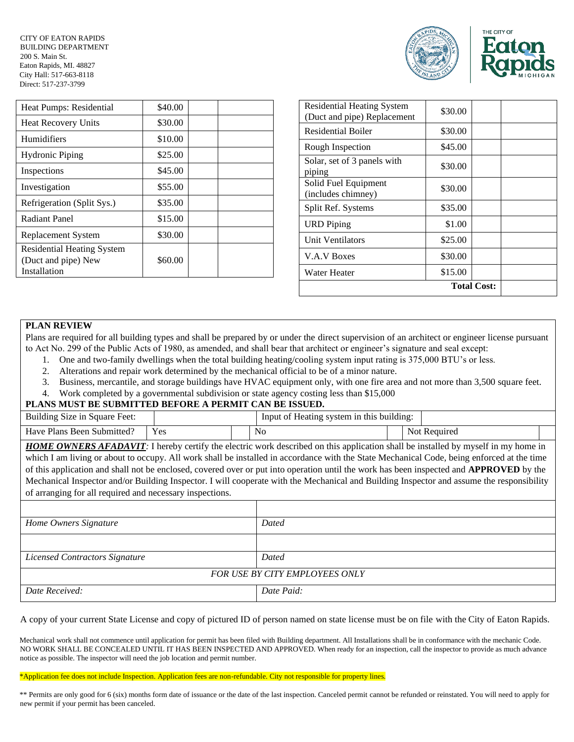CITY OF EATON RAPIDS
BUILDING DEPARTMENT
200 S. Main St.
Eaton Rapids, MI. 48827
City Hall: 517-663-8118
Direct: 517-237-3799

| | | | |
|---|---|---|---|
| Heat Pumps: Residential | $40.00 | | |
| Heat Recovery Units | $30.00 | | |
| Humidifiers | $10.00 | | |
| Hydronic Piping | $25.00 | | |
| Inspections | $45.00 | | |
| Investigation | $55.00 | | |
| Refrigeration (Split Sys.) | $35.00 | | |
| Radiant Panel | $15.00 | | |
| Replacement System | $30.00 | | |
| Residential Heating System (Duct and pipe) New Installation | $60.00 | | |

| | | | |
|---|---|---|---|
| Residential Heating System (Duct and pipe) Replacement | $30.00 | | |
| Residential Boiler | $30.00 | | |
| Rough Inspection | $45.00 | | |
| Solar, set of 3 panels with piping | $30.00 | | |
| Solid Fuel Equipment (includes chimney) | $30.00 | | |
| Split Ref. Systems | $35.00 | | |
| URD Piping | $1.00 | | |
| Unit Ventilators | $25.00 | | |
| V.A.V Boxes | $30.00 | | |
| Water Heater | $15.00 | | |
| | | **Total Cost:** | |

**PLAN REVIEW**

Plans are required for all building types and shall be prepared by or under the direct supervision of an architect or engineer license pursuant to Act No. 299 of the Public Acts of 1980, as amended, and shall bear that architect or engineer's signature and seal except:

1. One and two-family dwellings when the total building heating/cooling system input rating is 375,000 BTU's or less.
2. Alterations and repair work determined by the mechanical official to be of a minor nature.
3. Business, mercantile, and storage buildings have HVAC equipment only, with one fire area and not more than 3,500 square feet.
4. Work completed by a governmental subdivision or state agency costing less than $15,000

**PLANS MUST BE SUBMITTED BEFORE A PERMIT CAN BE ISSUED.**

| | | | | | |
|---|---|---|---|---|---|
| Building Size in Square Feet: | | | Input of Heating system in this building: | | |
| Have Plans Been Submitted? | Yes | | No | | Not Required |

***HOME OWNERS AFADAVIT****:* I hereby certify the electric work described on this application shall be installed by myself in my home in which I am living or about to occupy. All work shall be installed in accordance with the State Mechanical Code, being enforced at the time of this application and shall not be enclosed, covered over or put into operation until the work has been inspected and **APPROVED** by the Mechanical Inspector and/or Building Inspector. I will cooperate with the Mechanical and Building Inspector and assume the responsibility of arranging for all required and necessary inspections.

| | |
|---|---|
| | |
| *Home Owners Signature* | *Dated* |
| | |
| *Licensed Contractors Signature* | *Dated* |
| *FOR USE BY CITY EMPLOYEES ONLY* | |
| *Date Received:* | *Date Paid:* |

A copy of your current State License and copy of pictured ID of person named on state license must be on file with the City of Eaton Rapids.

Mechanical work shall not commence until application for permit has been filed with Building department. All Installations shall be in conformance with the mechanic Code. NO WORK SHALL BE CONCEALED UNTIL IT HAS BEEN INSPECTED AND APPROVED. When ready for an inspection, call the inspector to provide as much advance notice as possible. The inspector will need the job location and permit number.

*Application fee does not include Inspection. Application fees are non-refundable. City not responsible for property lines.

** Permits are only good for 6 (six) months form date of issuance or the date of the last inspection. Canceled permit cannot be refunded or reinstated. You will need to apply for new permit if your permit has been canceled.